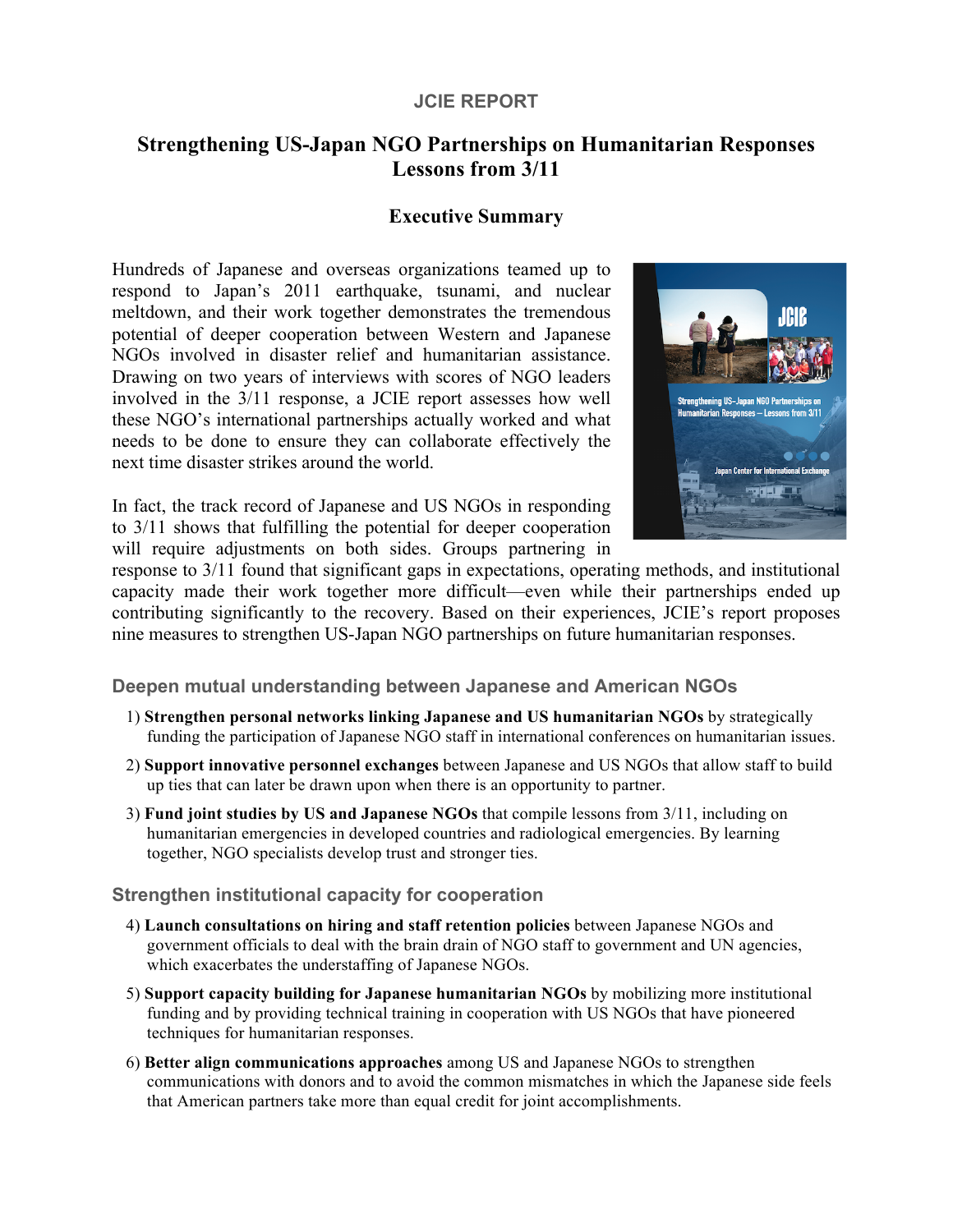JCIE REPORT

# Strengthening US-Japan NGO Partnerships on Humanitarian Responses Lessons from 3/11

## Executive Summary

Hundreds of Japanese and overseas organizations teamed up to respond to Japan's 2011 earthquake, tsunami, and nuclear meltdown, and their work together demonstrates the tremendous potential of deeper cooperation between Western and Japanese NGOs involved in disaster relief and humanitarian assistance. Drawing on two years of interviews with scores of NGO leaders involved in the 3/11 response, a JCIE report assesses how well these NGO's international partnerships actually worked and what needs to be done to ensure they can collaborate effectively the next time disaster strikes around the world.

In fact, the track record of Japanese and US NGOs in responding to 3/11 shows that fulfilling the potential for deeper cooperation will require adjustments on both sides. Groups partnering in response to 3/11 found that significant gaps in expectations, operating methods, and institutional capacity made their work together more difficult—even while their partnerships ended up contributing significantly to the recovery. Based on their experiences, JCIE's report proposes nine measures to strengthen US-Japan NGO partnerships on future humanitarian responses.

### Deepen mutual understanding between Japanese and American NGOs

1) **Strengthen personal networks linking Japanese and US humanitarian NGOs** by strategically funding the participation of Japanese NGO staff in international conferences on humanitarian issues.

2) **Support innovative personnel exchanges** between Japanese and US NGOs that allow staff to build up ties that can later be drawn upon when there is an opportunity to partner.

3) **Fund joint studies by US and Japanese NGOs** that compile lessons from 3/11, including on humanitarian emergencies in developed countries and radiological emergencies. By learning together, NGO specialists develop trust and stronger ties.

### Strengthen institutional capacity for cooperation

4) **Launch consultations on hiring and staff retention policies** between Japanese NGOs and government officials to deal with the brain drain of NGO staff to government and UN agencies, which exacerbates the understaffing of Japanese NGOs.

5) **Support capacity building for Japanese humanitarian NGOs** by mobilizing more institutional funding and by providing technical training in cooperation with US NGOs that have pioneered techniques for humanitarian responses.

6) **Better align communications approaches** among US and Japanese NGOs to strengthen communications with donors and to avoid the common mismatches in which the Japanese side feels that American partners take more than equal credit for joint accomplishments.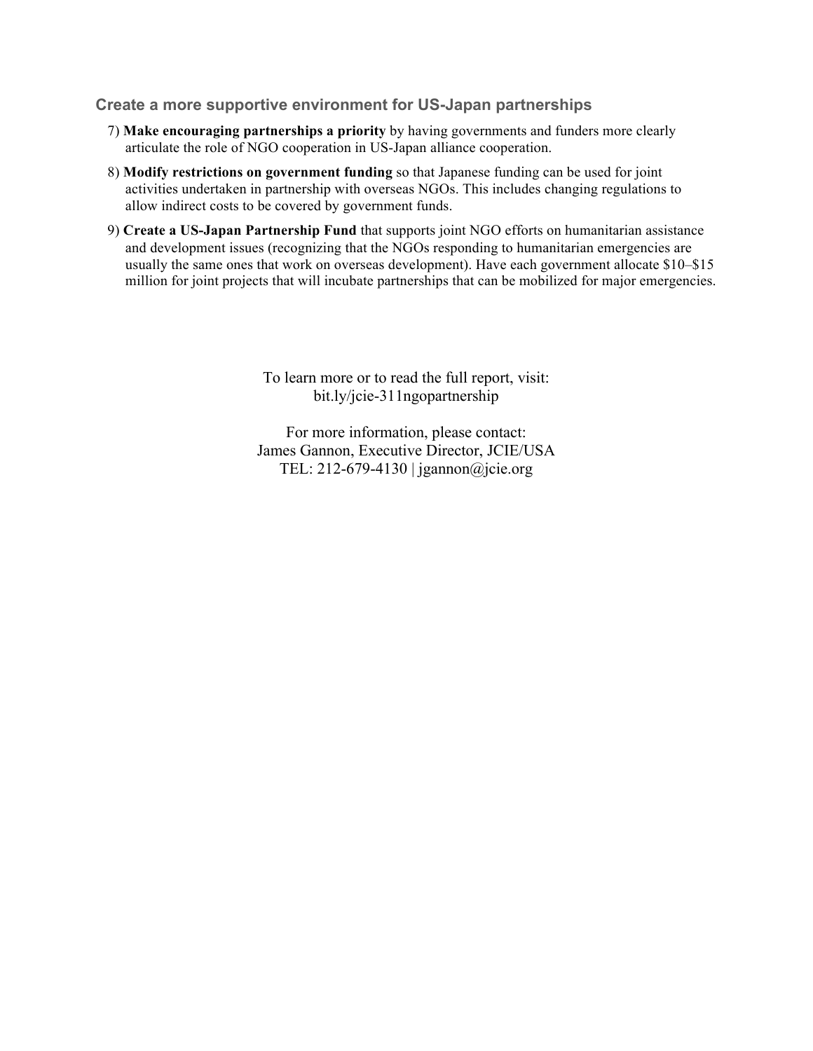### Create a more supportive environment for US-Japan partnerships

7) **Make encouraging partnerships a priority** by having governments and funders more clearly articulate the role of NGO cooperation in US-Japan alliance cooperation.

8) **Modify restrictions on government funding** so that Japanese funding can be used for joint activities undertaken in partnership with overseas NGOs. This includes changing regulations to allow indirect costs to be covered by government funds.

9) **Create a US-Japan Partnership Fund** that supports joint NGO efforts on humanitarian assistance and development issues (recognizing that the NGOs responding to humanitarian emergencies are usually the same ones that work on overseas development). Have each government allocate $10–$15 million for joint projects that will incubate partnerships that can be mobilized for major emergencies.

To learn more or to read the full report, visit:
bit.ly/jcie-311ngopartnership

For more information, please contact:
James Gannon, Executive Director, JCIE/USA
TEL: 212-679-4130 | jgannon@jcie.org